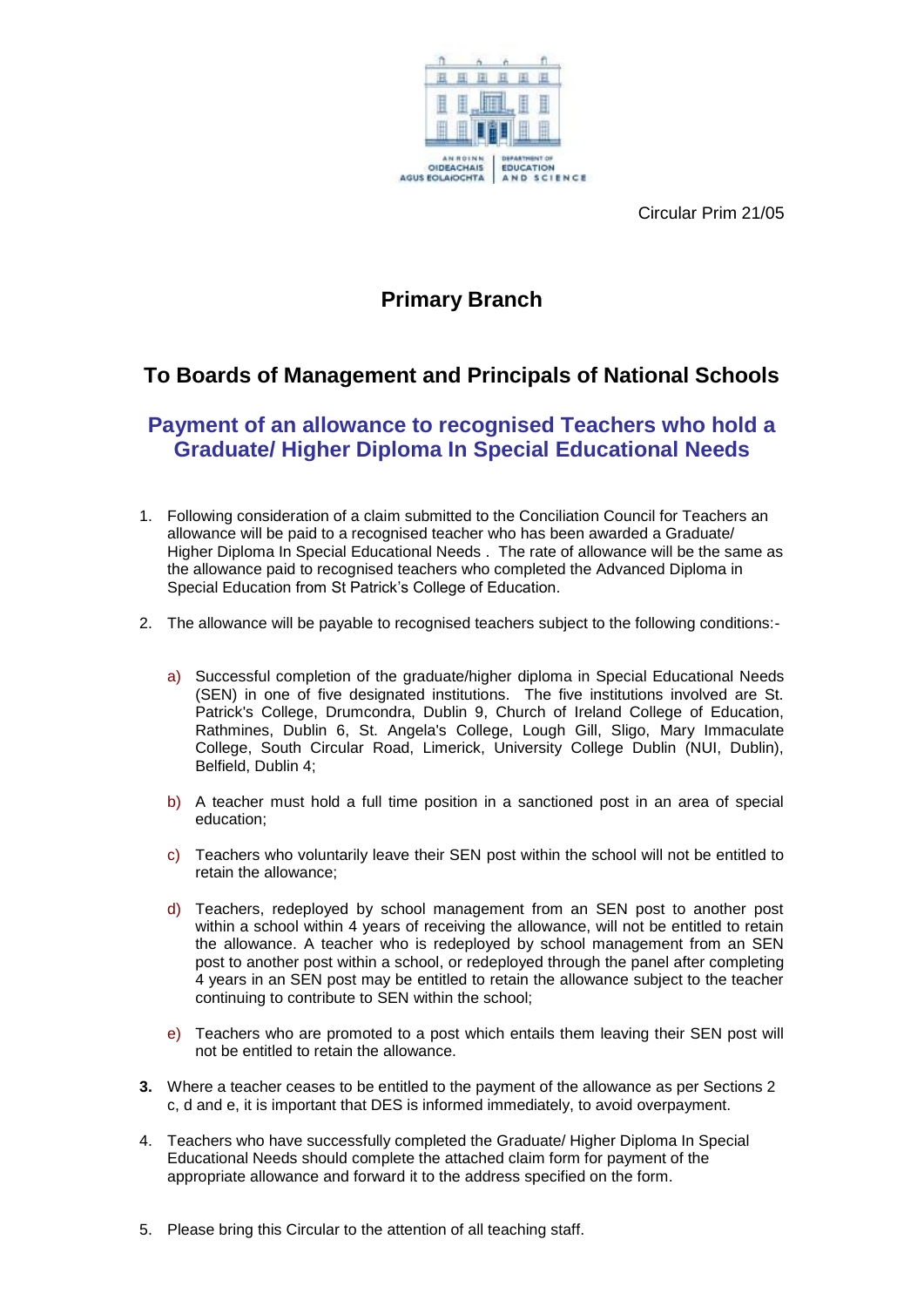AN ROINN OIDEACHAIS AGUS EOLAÍOCHTA | DEPARTMENT OF EDUCATION AND SCIENCE

Circular Prim 21/05

## Primary Branch

## To Boards of Management and Principals of National Schools

## Payment of an allowance to recognised Teachers who hold a Graduate/ Higher Diploma In Special Educational Needs

1. Following consideration of a claim submitted to the Conciliation Council for Teachers an allowance will be paid to a recognised teacher who has been awarded a Graduate/ Higher Diploma In Special Educational Needs . The rate of allowance will be the same as the allowance paid to recognised teachers who completed the Advanced Diploma in Special Education from St Patrick's College of Education.

2. The allowance will be payable to recognised teachers subject to the following conditions:-

   a) Successful completion of the graduate/higher diploma in Special Educational Needs (SEN) in one of five designated institutions. The five institutions involved are St. Patrick's College, Drumcondra, Dublin 9, Church of Ireland College of Education, Rathmines, Dublin 6, St. Angela's College, Lough Gill, Sligo, Mary Immaculate College, South Circular Road, Limerick, University College Dublin (NUI, Dublin), Belfield, Dublin 4;

   b) A teacher must hold a full time position in a sanctioned post in an area of special education;

   c) Teachers who voluntarily leave their SEN post within the school will not be entitled to retain the allowance;

   d) Teachers, redeployed by school management from an SEN post to another post within a school within 4 years of receiving the allowance, will not be entitled to retain the allowance. A teacher who is redeployed by school management from an SEN post to another post within a school, or redeployed through the panel after completing 4 years in an SEN post may be entitled to retain the allowance subject to the teacher continuing to contribute to SEN within the school;

   e) Teachers who are promoted to a post which entails them leaving their SEN post will not be entitled to retain the allowance.

3. Where a teacher ceases to be entitled to the payment of the allowance as per Sections 2 c, d and e, it is important that DES is informed immediately, to avoid overpayment.

4. Teachers who have successfully completed the Graduate/ Higher Diploma In Special Educational Needs should complete the attached claim form for payment of the appropriate allowance and forward it to the address specified on the form.

5. Please bring this Circular to the attention of all teaching staff.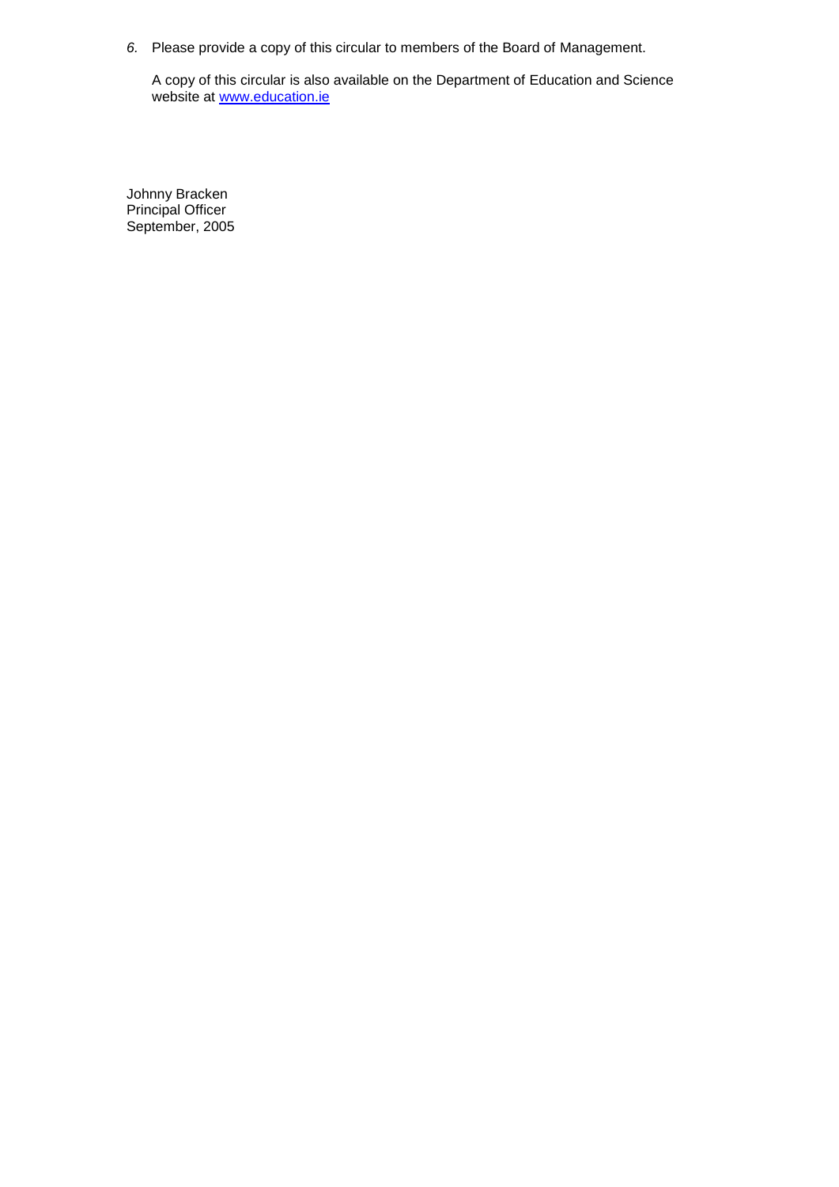*6.* Please provide a copy of this circular to members of the Board of Management.

A copy of this circular is also available on the Department of Education and Science website at [www.education.ie](http://www.education.ie)

Johnny Bracken
Principal Officer
September, 2005